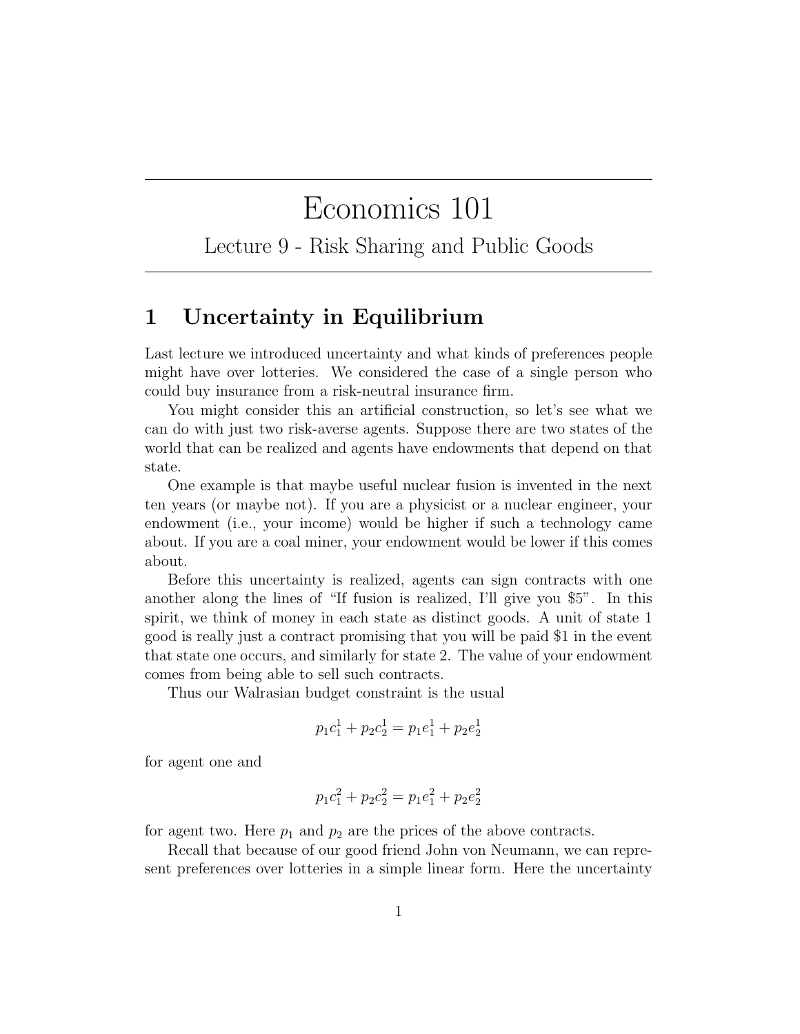# Economics 101

## Lecture 9 - Risk Sharing and Public Goods

## 1 Uncertainty in Equilibrium

Last lecture we introduced uncertainty and what kinds of preferences people might have over lotteries. We considered the case of a single person who could buy insurance from a risk-neutral insurance firm.

You might consider this an artificial construction, so let's see what we can do with just two risk-averse agents. Suppose there are two states of the world that can be realized and agents have endowments that depend on that state.

One example is that maybe useful nuclear fusion is invented in the next ten years (or maybe not). If you are a physicist or a nuclear engineer, your endowment (i.e., your income) would be higher if such a technology came about. If you are a coal miner, your endowment would be lower if this comes about.

Before this uncertainty is realized, agents can sign contracts with one another along the lines of "If fusion is realized, I'll give you \$5". In this spirit, we think of money in each state as distinct goods. A unit of state 1 good is really just a contract promising that you will be paid \$1 in the event that state one occurs, and similarly for state 2. The value of your endowment comes from being able to sell such contracts.

Thus our Walrasian budget constraint is the usual

$$p_1 c_1^1 + p_2 c_2^1 = p_1 e_1^1 + p_2 e_2^1$$

for agent one and

$$p_1 c_1^2 + p_2 c_2^2 = p_1 e_1^2 + p_2 e_2^2$$

for agent two. Here $p_1$ and $p_2$ are the prices of the above contracts.

Recall that because of our good friend John von Neumann, we can represent preferences over lotteries in a simple linear form. Here the uncertainty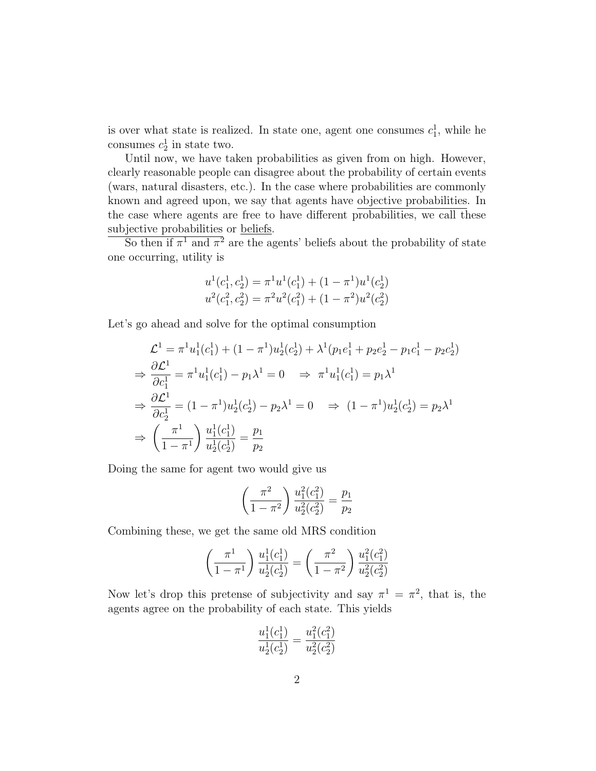is over what state is realized. In state one, agent one consumes $c_1^1$, while he consumes $c_2^1$ in state two.

Until now, we have taken probabilities as given from on high. However, clearly reasonable people can disagree about the probability of certain events (wars, natural disasters, etc.). In the case where probabilities are commonly known and agreed upon, we say that agents have objective probabilities. In the case where agents are free to have different probabilities, we call these subjective probabilities or beliefs.

So then if $\pi^1$ and $\pi^2$ are the agents' beliefs about the probability of state one occurring, utility is

$$
\begin{aligned}
u^1(c_1^1, c_2^1) &= \pi^1 u^1(c_1^1) + (1-\pi^1) u^1(c_2^1) \\
u^2(c_1^2, c_2^2) &= \pi^2 u^2(c_1^2) + (1-\pi^2) u^2(c_2^2)
\end{aligned}
$$

Let's go ahead and solve for the optimal consumption

$$
\begin{aligned}
&\mathcal{L}^1 = \pi^1 u_1^1(c_1^1) + (1-\pi^1) u_2^1(c_2^1) + \lambda^1(p_1 e_1^1 + p_2 e_2^1 - p_1 c_1^1 - p_2 c_2^1) \\
\Rightarrow\ & \frac{\partial \mathcal{L}^1}{\partial c_1^1} = \pi^1 u_1^1(c_1^1) - p_1 \lambda^1 = 0 \quad \Rightarrow\ \pi^1 u_1^1(c_1^1) = p_1 \lambda^1 \\
\Rightarrow\ & \frac{\partial \mathcal{L}^1}{\partial c_2^1} = (1-\pi^1) u_2^1(c_2^1) - p_2 \lambda^1 = 0 \quad \Rightarrow\ (1-\pi^1) u_2^1(c_2^1) = p_2 \lambda^1 \\
\Rightarrow\ & \left(\frac{\pi^1}{1-\pi^1}\right) \frac{u_1^1(c_1^1)}{u_2^1(c_2^1)} = \frac{p_1}{p_2}
\end{aligned}
$$

Doing the same for agent two would give us

$$
\left(\frac{\pi^2}{1-\pi^2}\right) \frac{u_1^2(c_1^2)}{u_2^2(c_2^2)} = \frac{p_1}{p_2}
$$

Combining these, we get the same old MRS condition

$$
\left(\frac{\pi^1}{1-\pi^1}\right) \frac{u_1^1(c_1^1)}{u_2^1(c_2^1)} = \left(\frac{\pi^2}{1-\pi^2}\right) \frac{u_1^2(c_1^2)}{u_2^2(c_2^2)}
$$

Now let's drop this pretense of subjectivity and say $\pi^1 = \pi^2$, that is, the agents agree on the probability of each state. This yields

$$
\frac{u_1^1(c_1^1)}{u_2^1(c_2^1)} = \frac{u_1^2(c_1^2)}{u_2^2(c_2^2)}
$$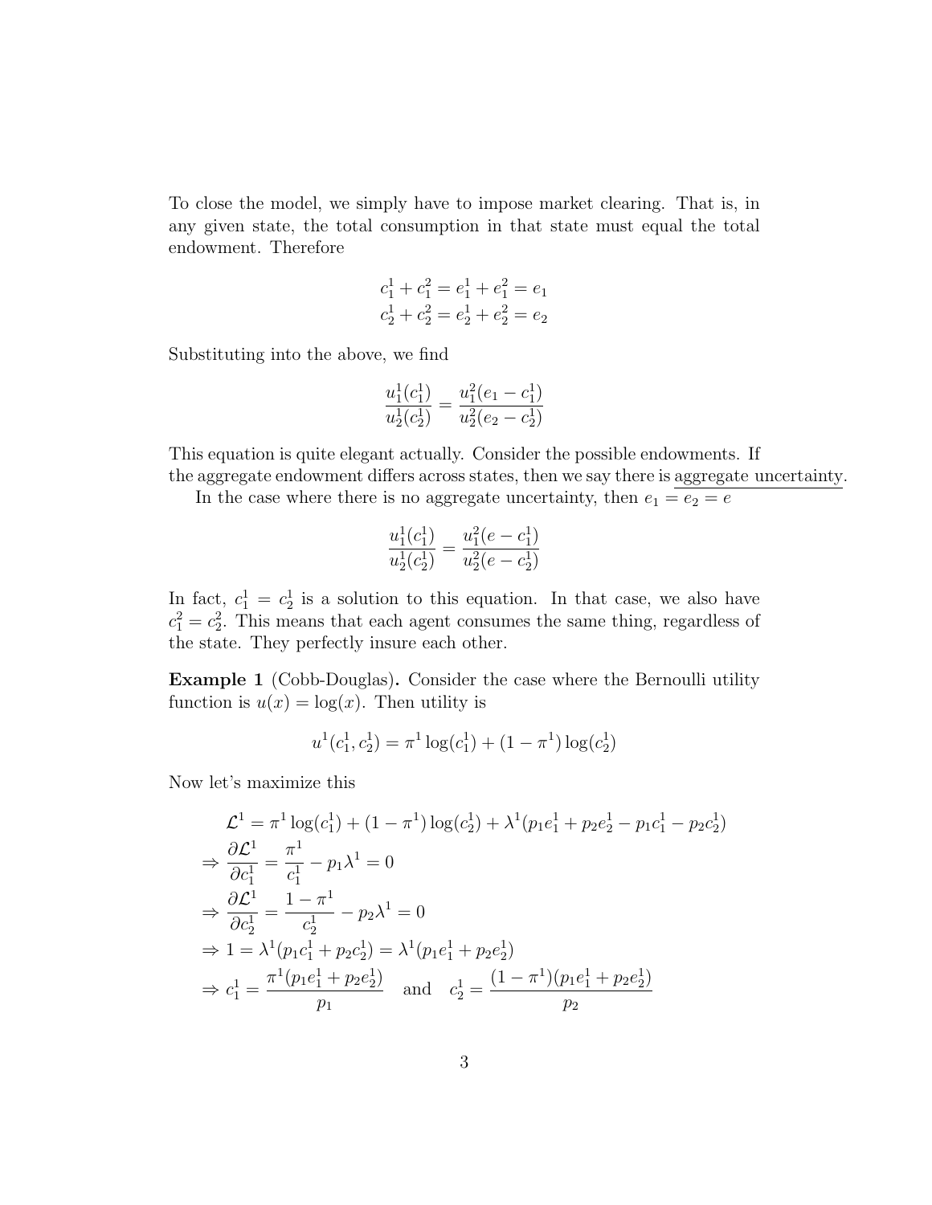To close the model, we simply have to impose market clearing. That is, in any given state, the total consumption in that state must equal the total endowment. Therefore

$$c_1^1 + c_1^2 = e_1^1 + e_1^2 = e_1$$
$$c_2^1 + c_2^2 = e_2^1 + e_2^2 = e_2$$

Substituting into the above, we find

$$\frac{u_1^1(c_1^1)}{u_2^1(c_2^1)} = \frac{u_1^2(e_1 - c_1^1)}{u_2^2(e_2 - c_2^1)}$$

This equation is quite elegant actually. Consider the possible endowments. If the aggregate endowment differs across states, then we say there is <u>aggregate uncertainty</u>.

In the case where there is no aggregate uncertainty, then $e_1 = e_2 = e$

$$\frac{u_1^1(c_1^1)}{u_2^1(c_2^1)} = \frac{u_1^2(e - c_1^1)}{u_2^2(e - c_2^1)}$$

In fact, $c_1^1 = c_2^1$ is a solution to this equation. In that case, we also have $c_1^2 = c_2^2$. This means that each agent consumes the same thing, regardless of the state. They perfectly insure each other.

**Example 1** (Cobb-Douglas)**.** Consider the case where the Bernoulli utility function is $u(x) = \log(x)$. Then utility is

$$u^1(c_1^1, c_2^1) = \pi^1 \log(c_1^1) + (1 - \pi^1)\log(c_2^1)$$

Now let's maximize this

$$\begin{aligned}
&\mathcal{L}^1 = \pi^1 \log(c_1^1) + (1 - \pi^1)\log(c_2^1) + \lambda^1(p_1 e_1^1 + p_2 e_2^1 - p_1 c_1^1 - p_2 c_2^1) \\
&\Rightarrow \frac{\partial \mathcal{L}^1}{\partial c_1^1} = \frac{\pi^1}{c_1^1} - p_1 \lambda^1 = 0 \\
&\Rightarrow \frac{\partial \mathcal{L}^1}{\partial c_2^1} = \frac{1 - \pi^1}{c_2^1} - p_2 \lambda^1 = 0 \\
&\Rightarrow 1 = \lambda^1(p_1 c_1^1 + p_2 c_2^1) = \lambda^1(p_1 e_1^1 + p_2 e_2^1) \\
&\Rightarrow c_1^1 = \frac{\pi^1(p_1 e_1^1 + p_2 e_2^1)}{p_1} \quad \text{and} \quad c_2^1 = \frac{(1 - \pi^1)(p_1 e_1^1 + p_2 e_2^1)}{p_2}
\end{aligned}$$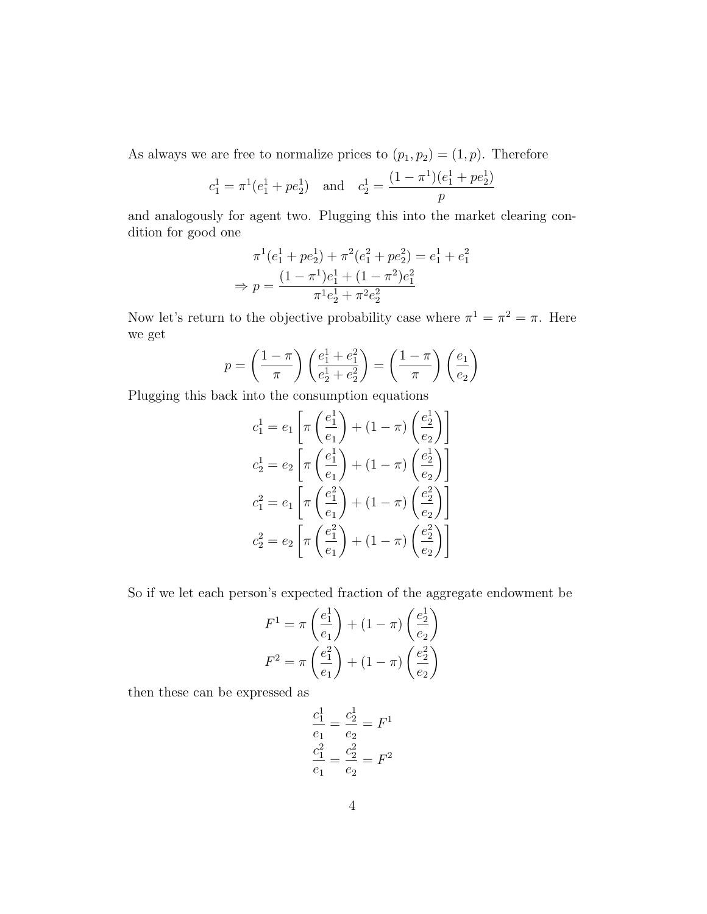As always we are free to normalize prices to $(p_1, p_2) = (1, p)$. Therefore

$$c_1^1 = \pi^1(e_1^1 + pe_2^1) \quad \text{and} \quad c_2^1 = \frac{(1-\pi^1)(e_1^1 + pe_2^1)}{p}$$

and analogously for agent two. Plugging this into the market clearing condition for good one

$$\pi^1(e_1^1 + pe_2^1) + \pi^2(e_1^2 + pe_2^2) = e_1^1 + e_1^2$$

$$\Rightarrow p = \frac{(1-\pi^1)e_1^1 + (1-\pi^2)e_1^2}{\pi^1 e_2^1 + \pi^2 e_2^2}$$

Now let's return to the objective probability case where $\pi^1 = \pi^2 = \pi$. Here we get

$$p = \left(\frac{1-\pi}{\pi}\right)\left(\frac{e_1^1 + e_1^2}{e_2^1 + e_2^2}\right) = \left(\frac{1-\pi}{\pi}\right)\left(\frac{e_1}{e_2}\right)$$

Plugging this back into the consumption equations

$$c_1^1 = e_1\left[\pi\left(\frac{e_1^1}{e_1}\right) + (1-\pi)\left(\frac{e_2^1}{e_2}\right)\right]$$

$$c_2^1 = e_2\left[\pi\left(\frac{e_1^1}{e_1}\right) + (1-\pi)\left(\frac{e_2^1}{e_2}\right)\right]$$

$$c_1^2 = e_1\left[\pi\left(\frac{e_1^2}{e_1}\right) + (1-\pi)\left(\frac{e_2^2}{e_2}\right)\right]$$

$$c_2^2 = e_2\left[\pi\left(\frac{e_1^2}{e_1}\right) + (1-\pi)\left(\frac{e_2^2}{e_2}\right)\right]$$

So if we let each person's expected fraction of the aggregate endowment be

$$F^1 = \pi\left(\frac{e_1^1}{e_1}\right) + (1-\pi)\left(\frac{e_2^1}{e_2}\right)$$

$$F^2 = \pi\left(\frac{e_1^2}{e_1}\right) + (1-\pi)\left(\frac{e_2^2}{e_2}\right)$$

then these can be expressed as

$$\frac{c_1^1}{e_1} = \frac{c_2^1}{e_2} = F^1$$

$$\frac{c_1^2}{e_1} = \frac{c_2^2}{e_2} = F^2$$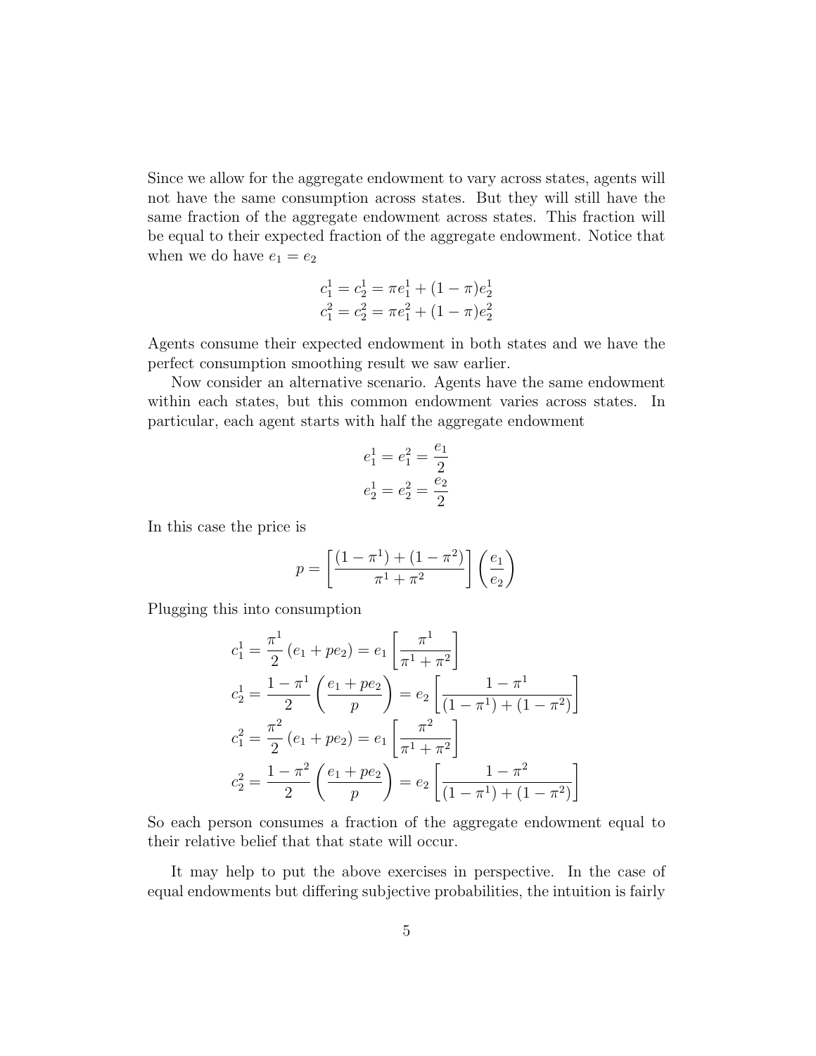Since we allow for the aggregate endowment to vary across states, agents will not have the same consumption across states. But they will still have the same fraction of the aggregate endowment across states. This fraction will be equal to their expected fraction of the aggregate endowment. Notice that when we do have $e_1 = e_2$

$$
\begin{aligned}
c_1^1 = c_2^1 &= \pi e_1^1 + (1-\pi) e_2^1 \\
c_1^2 = c_2^2 &= \pi e_1^2 + (1-\pi) e_2^2
\end{aligned}
$$

Agents consume their expected endowment in both states and we have the perfect consumption smoothing result we saw earlier.

Now consider an alternative scenario. Agents have the same endowment within each states, but this common endowment varies across states. In particular, each agent starts with half the aggregate endowment

$$
\begin{aligned}
e_1^1 = e_1^2 &= \frac{e_1}{2} \\
e_2^1 = e_2^2 &= \frac{e_2}{2}
\end{aligned}
$$

In this case the price is

$$
p = \left[ \frac{(1-\pi^1) + (1-\pi^2)}{\pi^1 + \pi^2} \right] \left( \frac{e_1}{e_2} \right)
$$

Plugging this into consumption

$$
\begin{aligned}
c_1^1 &= \frac{\pi^1}{2} (e_1 + p e_2) = e_1 \left[ \frac{\pi^1}{\pi^1 + \pi^2} \right] \\
c_2^1 &= \frac{1-\pi^1}{2} \left( \frac{e_1 + p e_2}{p} \right) = e_2 \left[ \frac{1-\pi^1}{(1-\pi^1) + (1-\pi^2)} \right] \\
c_1^2 &= \frac{\pi^2}{2} (e_1 + p e_2) = e_1 \left[ \frac{\pi^2}{\pi^1 + \pi^2} \right] \\
c_2^2 &= \frac{1-\pi^2}{2} \left( \frac{e_1 + p e_2}{p} \right) = e_2 \left[ \frac{1-\pi^2}{(1-\pi^1) + (1-\pi^2)} \right]
\end{aligned}
$$

So each person consumes a fraction of the aggregate endowment equal to their relative belief that that state will occur.

It may help to put the above exercises in perspective. In the case of equal endowments but differing subjective probabilities, the intuition is fairly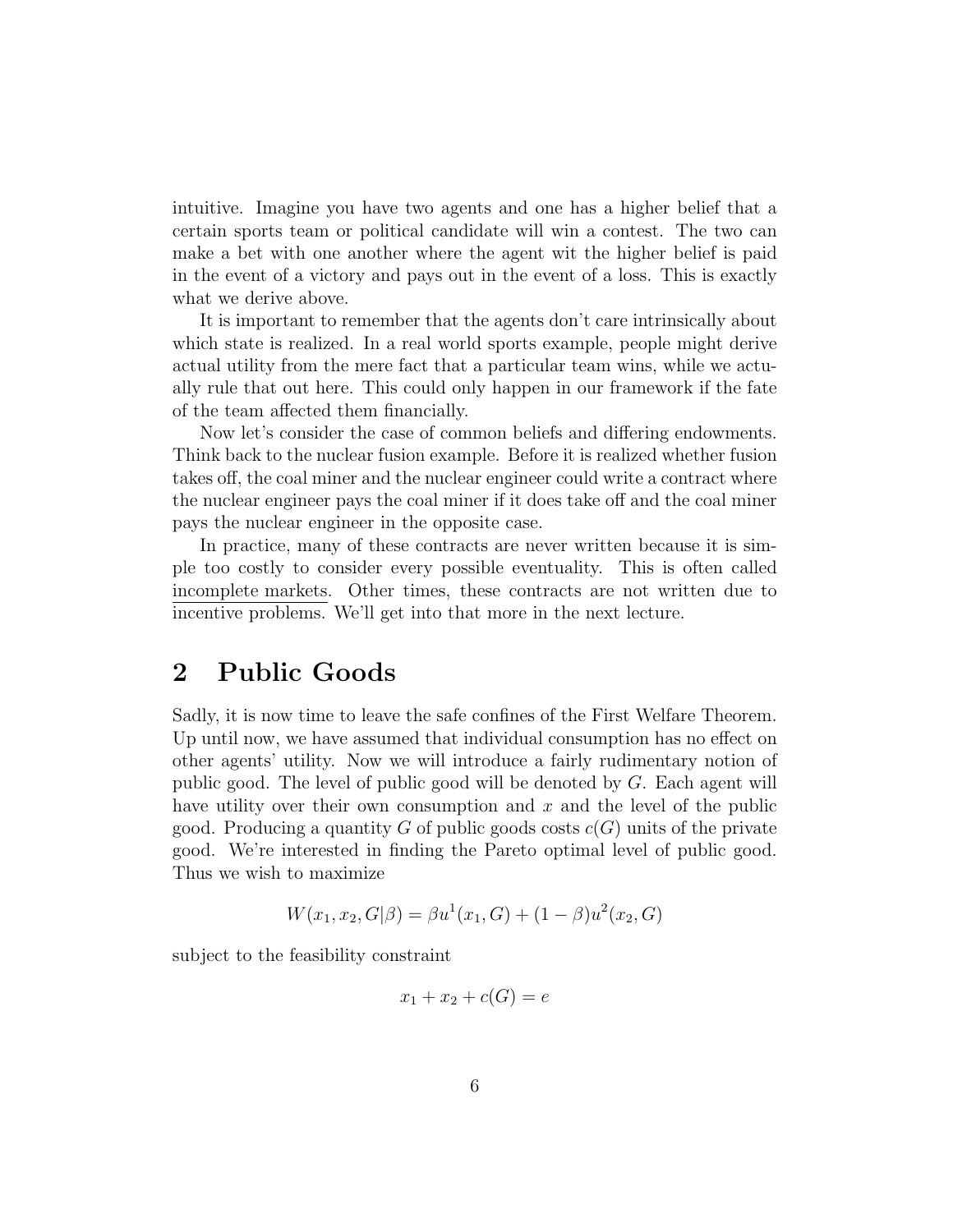intuitive. Imagine you have two agents and one has a higher belief that a certain sports team or political candidate will win a contest. The two can make a bet with one another where the agent wit the higher belief is paid in the event of a victory and pays out in the event of a loss. This is exactly what we derive above.

It is important to remember that the agents don't care intrinsically about which state is realized. In a real world sports example, people might derive actual utility from the mere fact that a particular team wins, while we actually rule that out here. This could only happen in our framework if the fate of the team affected them financially.

Now let's consider the case of common beliefs and differing endowments. Think back to the nuclear fusion example. Before it is realized whether fusion takes off, the coal miner and the nuclear engineer could write a contract where the nuclear engineer pays the coal miner if it does take off and the coal miner pays the nuclear engineer in the opposite case.

In practice, many of these contracts are never written because it is simple too costly to consider every possible eventuality. This is often called incomplete markets. Other times, these contracts are not written due to incentive problems. We'll get into that more in the next lecture.

## 2 Public Goods

Sadly, it is now time to leave the safe confines of the First Welfare Theorem. Up until now, we have assumed that individual consumption has no effect on other agents' utility. Now we will introduce a fairly rudimentary notion of public good. The level of public good will be denoted by $G$. Each agent will have utility over their own consumption and $x$ and the level of the public good. Producing a quantity $G$ of public goods costs $c(G)$ units of the private good. We're interested in finding the Pareto optimal level of public good. Thus we wish to maximize

$$W(x_1, x_2, G|\beta) = \beta u^1(x_1, G) + (1 - \beta)u^2(x_2, G)$$

subject to the feasibility constraint

$$x_1 + x_2 + c(G) = e$$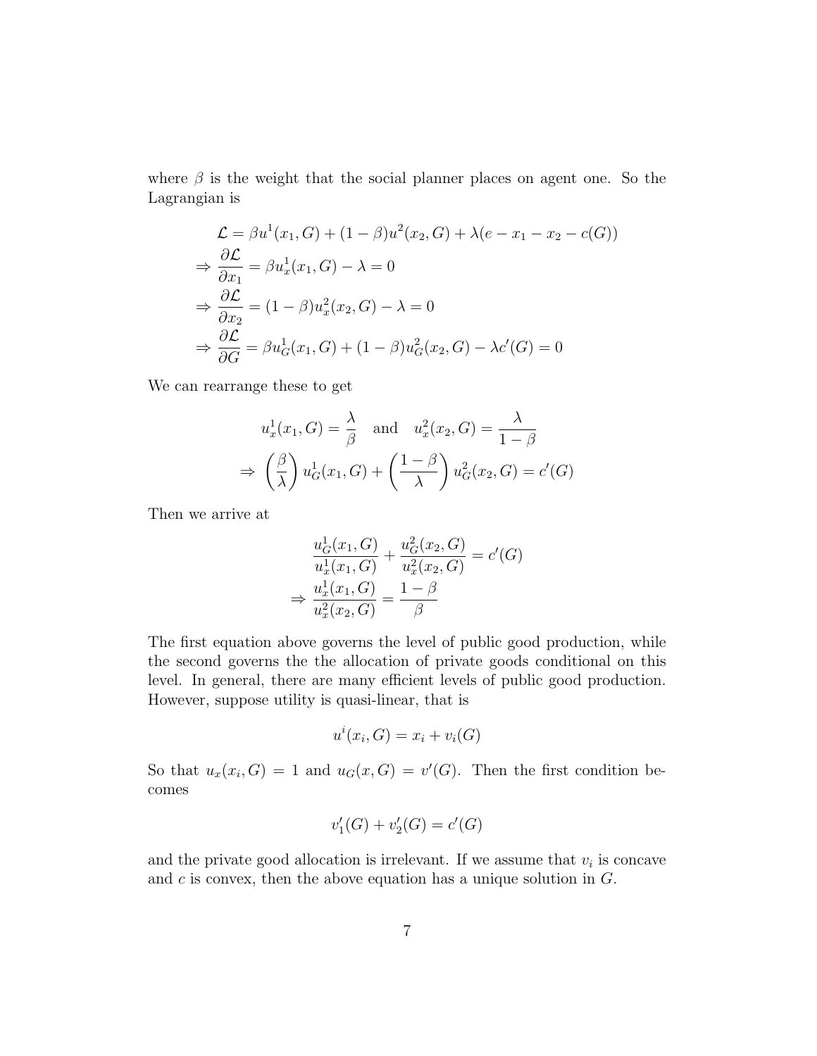where $\beta$ is the weight that the social planner places on agent one. So the Lagrangian is

$$
\begin{aligned}
\mathcal{L} &= \beta u^1(x_1, G) + (1-\beta)u^2(x_2, G) + \lambda(e - x_1 - x_2 - c(G)) \\
\Rightarrow \frac{\partial \mathcal{L}}{\partial x_1} &= \beta u_x^1(x_1, G) - \lambda = 0 \\
\Rightarrow \frac{\partial \mathcal{L}}{\partial x_2} &= (1-\beta)u_x^2(x_2, G) - \lambda = 0 \\
\Rightarrow \frac{\partial \mathcal{L}}{\partial G} &= \beta u_G^1(x_1, G) + (1-\beta)u_G^2(x_2, G) - \lambda c'(G) = 0
\end{aligned}
$$

We can rearrange these to get

$$
\begin{aligned}
u_x^1(x_1, G) = \frac{\lambda}{\beta} \quad \text{and} \quad u_x^2(x_2, G) = \frac{\lambda}{1-\beta} \\
\Rightarrow \left(\frac{\beta}{\lambda}\right) u_G^1(x_1, G) + \left(\frac{1-\beta}{\lambda}\right) u_G^2(x_2, G) = c'(G)
\end{aligned}
$$

Then we arrive at

$$
\begin{aligned}
\frac{u_G^1(x_1, G)}{u_x^1(x_1, G)} + \frac{u_G^2(x_2, G)}{u_x^2(x_2, G)} &= c'(G) \\
\Rightarrow \frac{u_x^1(x_1, G)}{u_x^2(x_2, G)} &= \frac{1-\beta}{\beta}
\end{aligned}
$$

The first equation above governs the level of public good production, while the second governs the the allocation of private goods conditional on this level. In general, there are many efficient levels of public good production. However, suppose utility is quasi-linear, that is

$$
u^i(x_i, G) = x_i + v_i(G)
$$

So that $u_x(x_i, G) = 1$ and $u_G(x, G) = v'(G)$. Then the first condition becomes

$$
v_1'(G) + v_2'(G) = c'(G)
$$

and the private good allocation is irrelevant. If we assume that $v_i$ is concave and $c$ is convex, then the above equation has a unique solution in $G$.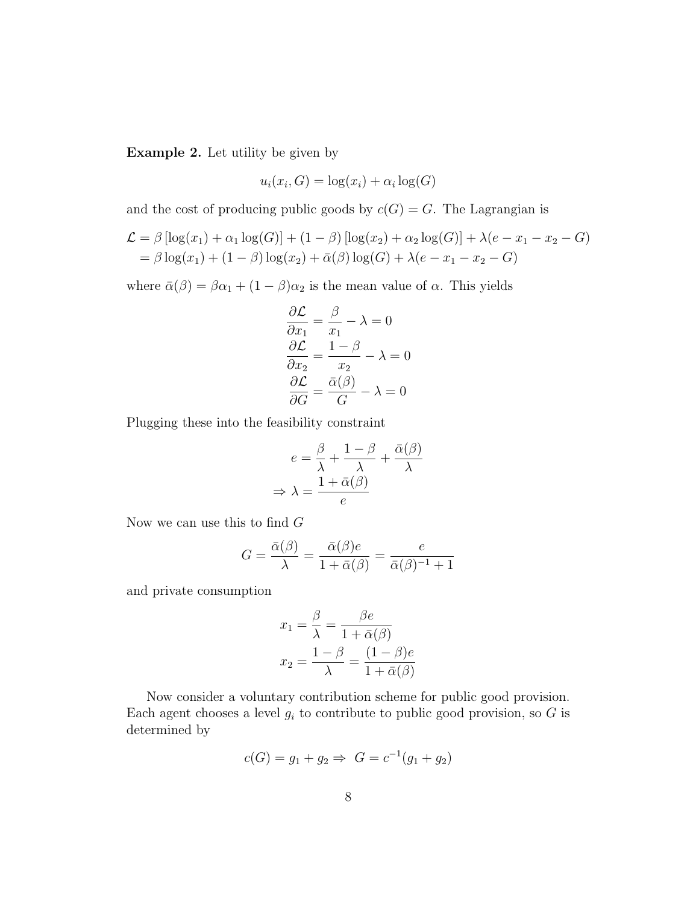**Example 2.** Let utility be given by

$$u_i(x_i, G) = \log(x_i) + \alpha_i \log(G)$$

and the cost of producing public goods by $c(G) = G$. The Lagrangian is

$$\begin{aligned}
\mathcal{L} &= \beta \left[\log(x_1) + \alpha_1 \log(G)\right] + (1-\beta)\left[\log(x_2) + \alpha_2 \log(G)\right] + \lambda(e - x_1 - x_2 - G) \\
&= \beta \log(x_1) + (1-\beta)\log(x_2) + \bar{\alpha}(\beta)\log(G) + \lambda(e - x_1 - x_2 - G)
\end{aligned}$$

where $\bar{\alpha}(\beta) = \beta\alpha_1 + (1-\beta)\alpha_2$ is the mean value of $\alpha$. This yields

$$\begin{aligned}
\frac{\partial \mathcal{L}}{\partial x_1} &= \frac{\beta}{x_1} - \lambda = 0 \\
\frac{\partial \mathcal{L}}{\partial x_2} &= \frac{1-\beta}{x_2} - \lambda = 0 \\
\frac{\partial \mathcal{L}}{\partial G} &= \frac{\bar{\alpha}(\beta)}{G} - \lambda = 0
\end{aligned}$$

Plugging these into the feasibility constraint

$$\begin{aligned}
e &= \frac{\beta}{\lambda} + \frac{1-\beta}{\lambda} + \frac{\bar{\alpha}(\beta)}{\lambda} \\
\Rightarrow \lambda &= \frac{1 + \bar{\alpha}(\beta)}{e}
\end{aligned}$$

Now we can use this to find $G$

$$G = \frac{\bar{\alpha}(\beta)}{\lambda} = \frac{\bar{\alpha}(\beta)e}{1 + \bar{\alpha}(\beta)} = \frac{e}{\bar{\alpha}(\beta)^{-1} + 1}$$

and private consumption

$$\begin{aligned}
x_1 &= \frac{\beta}{\lambda} = \frac{\beta e}{1 + \bar{\alpha}(\beta)} \\
x_2 &= \frac{1-\beta}{\lambda} = \frac{(1-\beta)e}{1 + \bar{\alpha}(\beta)}
\end{aligned}$$

Now consider a voluntary contribution scheme for public good provision. Each agent chooses a level $g_i$ to contribute to public good provision, so $G$ is determined by

$$c(G) = g_1 + g_2 \Rightarrow \; G = c^{-1}(g_1 + g_2)$$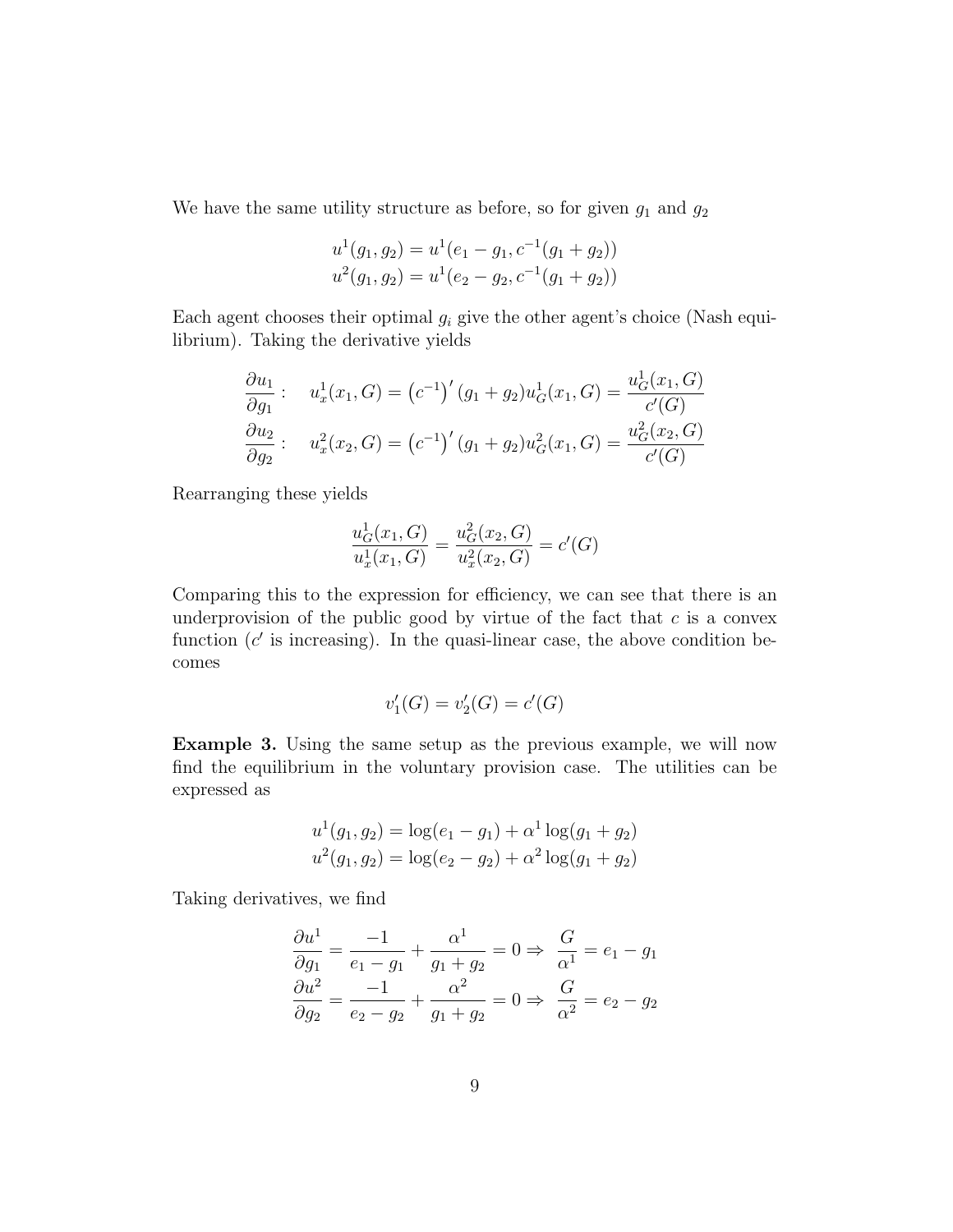We have the same utility structure as before, so for given $g_1$ and $g_2$

$$u^1(g_1, g_2) = u^1(e_1 - g_1, c^{-1}(g_1 + g_2))$$
$$u^2(g_1, g_2) = u^1(e_2 - g_2, c^{-1}(g_1 + g_2))$$

Each agent chooses their optimal $g_i$ give the other agent's choice (Nash equilibrium). Taking the derivative yields

$$\frac{\partial u_1}{\partial g_1}: \quad u_x^1(x_1, G) = \left(c^{-1}\right)'(g_1 + g_2)u_G^1(x_1, G) = \frac{u_G^1(x_1, G)}{c'(G)}$$
$$\frac{\partial u_2}{\partial g_2}: \quad u_x^2(x_2, G) = \left(c^{-1}\right)'(g_1 + g_2)u_G^2(x_1, G) = \frac{u_G^2(x_2, G)}{c'(G)}$$

Rearranging these yields

$$\frac{u_G^1(x_1, G)}{u_x^1(x_1, G)} = \frac{u_G^2(x_2, G)}{u_x^2(x_2, G)} = c'(G)$$

Comparing this to the expression for efficiency, we can see that there is an underprovision of the public good by virtue of the fact that $c$ is a convex function ($c'$ is increasing). In the quasi-linear case, the above condition becomes

$$v_1'(G) = v_2'(G) = c'(G)$$

**Example 3.** Using the same setup as the previous example, we will now find the equilibrium in the voluntary provision case. The utilities can be expressed as

$$u^1(g_1, g_2) = \log(e_1 - g_1) + \alpha^1 \log(g_1 + g_2)$$
$$u^2(g_1, g_2) = \log(e_2 - g_2) + \alpha^2 \log(g_1 + g_2)$$

Taking derivatives, we find

$$\frac{\partial u^1}{\partial g_1} = \frac{-1}{e_1 - g_1} + \frac{\alpha^1}{g_1 + g_2} = 0 \Rightarrow \ \frac{G}{\alpha^1} = e_1 - g_1$$
$$\frac{\partial u^2}{\partial g_2} = \frac{-1}{e_2 - g_2} + \frac{\alpha^2}{g_1 + g_2} = 0 \Rightarrow \ \frac{G}{\alpha^2} = e_2 - g_2$$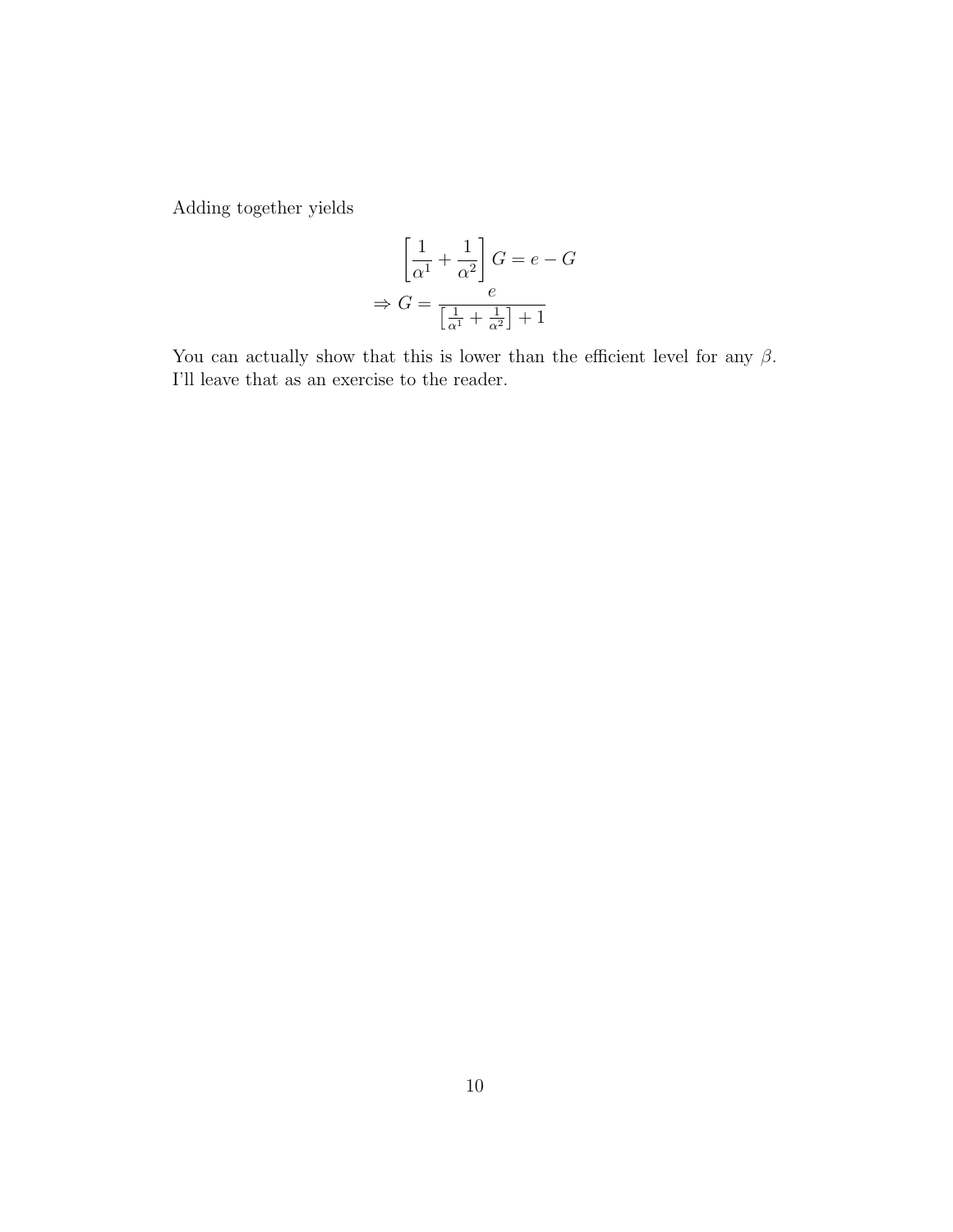Adding together yields

$$
\begin{aligned}
\left[\frac{1}{\alpha^1} + \frac{1}{\alpha^2}\right] G &= e - G \\
\Rightarrow G &= \frac{e}{\left[\frac{1}{\alpha^1} + \frac{1}{\alpha^2}\right] + 1}
\end{aligned}
$$

You can actually show that this is lower than the efficient level for any $\beta$. I'll leave that as an exercise to the reader.